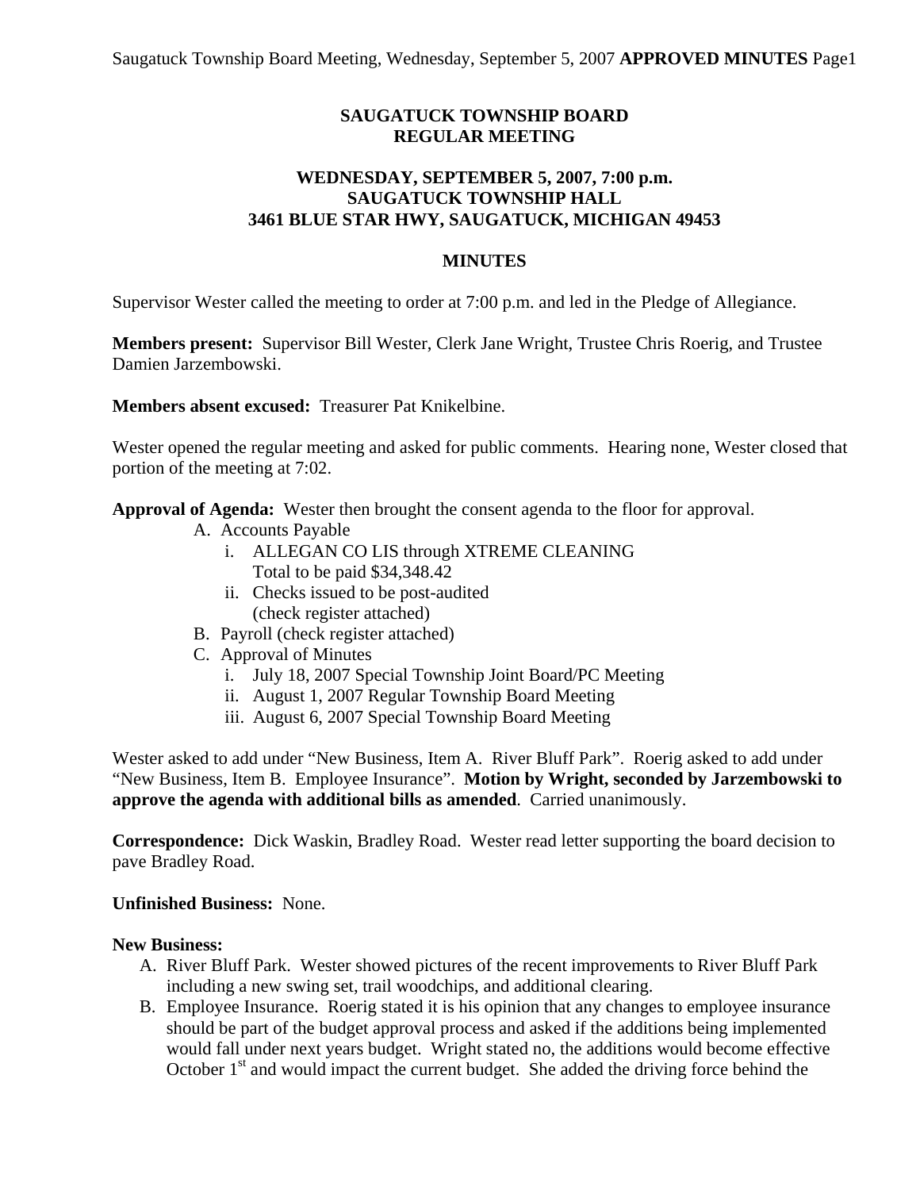# SAUGATUCK TOWNSHIP BOARD
# REGULAR MEETING

## WEDNESDAY, SEPTEMBER 5, 2007, 7:00 p.m.
## SAUGATUCK TOWNSHIP HALL
## 3461 BLUE STAR HWY, SAUGATUCK, MICHIGAN 49453

## MINUTES

Supervisor Wester called the meeting to order at 7:00 p.m. and led in the Pledge of Allegiance.

**Members present:** Supervisor Bill Wester, Clerk Jane Wright, Trustee Chris Roerig, and Trustee Damien Jarzembowski.

**Members absent excused:** Treasurer Pat Knikelbine.

Wester opened the regular meeting and asked for public comments. Hearing none, Wester closed that portion of the meeting at 7:02.

**Approval of Agenda:** Wester then brought the consent agenda to the floor for approval.

A. Accounts Payable
   i. ALLEGAN CO LIS through XTREME CLEANING
      Total to be paid $34,348.42
   ii. Checks issued to be post-audited
      (check register attached)
B. Payroll (check register attached)
C. Approval of Minutes
   i. July 18, 2007 Special Township Joint Board/PC Meeting
   ii. August 1, 2007 Regular Township Board Meeting
   iii. August 6, 2007 Special Township Board Meeting

Wester asked to add under "New Business, Item A. River Bluff Park". Roerig asked to add under "New Business, Item B. Employee Insurance". **Motion by Wright, seconded by Jarzembowski to approve the agenda with additional bills as amended**. Carried unanimously.

**Correspondence:** Dick Waskin, Bradley Road. Wester read letter supporting the board decision to pave Bradley Road.

**Unfinished Business:** None.

**New Business:**

A. River Bluff Park. Wester showed pictures of the recent improvements to River Bluff Park including a new swing set, trail woodchips, and additional clearing.
B. Employee Insurance. Roerig stated it is his opinion that any changes to employee insurance should be part of the budget approval process and asked if the additions being implemented would fall under next years budget. Wright stated no, the additions would become effective October 1st and would impact the current budget. She added the driving force behind the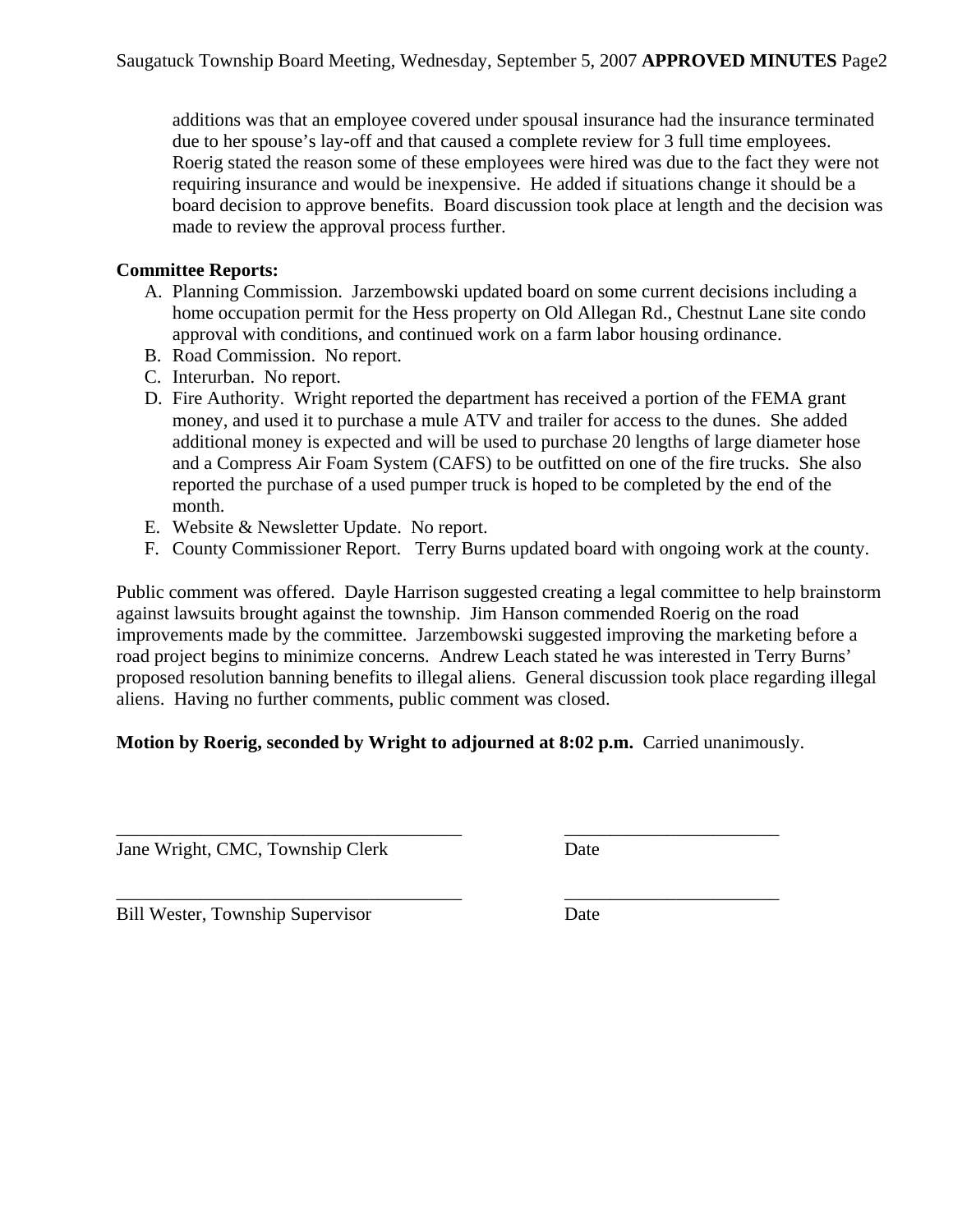additions was that an employee covered under spousal insurance had the insurance terminated due to her spouse's lay-off and that caused a complete review for 3 full time employees. Roerig stated the reason some of these employees were hired was due to the fact they were not requiring insurance and would be inexpensive. He added if situations change it should be a board decision to approve benefits. Board discussion took place at length and the decision was made to review the approval process further.

**Committee Reports:**

A. Planning Commission. Jarzembowski updated board on some current decisions including a home occupation permit for the Hess property on Old Allegan Rd., Chestnut Lane site condo approval with conditions, and continued work on a farm labor housing ordinance.
B. Road Commission. No report.
C. Interurban. No report.
D. Fire Authority. Wright reported the department has received a portion of the FEMA grant money, and used it to purchase a mule ATV and trailer for access to the dunes. She added additional money is expected and will be used to purchase 20 lengths of large diameter hose and a Compress Air Foam System (CAFS) to be outfitted on one of the fire trucks. She also reported the purchase of a used pumper truck is hoped to be completed by the end of the month.
E. Website & Newsletter Update. No report.
F. County Commissioner Report. Terry Burns updated board with ongoing work at the county.

Public comment was offered. Dayle Harrison suggested creating a legal committee to help brainstorm against lawsuits brought against the township. Jim Hanson commended Roerig on the road improvements made by the committee. Jarzembowski suggested improving the marketing before a road project begins to minimize concerns. Andrew Leach stated he was interested in Terry Burns' proposed resolution banning benefits to illegal aliens. General discussion took place regarding illegal aliens. Having no further comments, public comment was closed.

**Motion by Roerig, seconded by Wright to adjourned at 8:02 p.m.** Carried unanimously.

_____________________________________ _______________________
Jane Wright, CMC, Township Clerk Date

_____________________________________ _______________________
Bill Wester, Township Supervisor Date